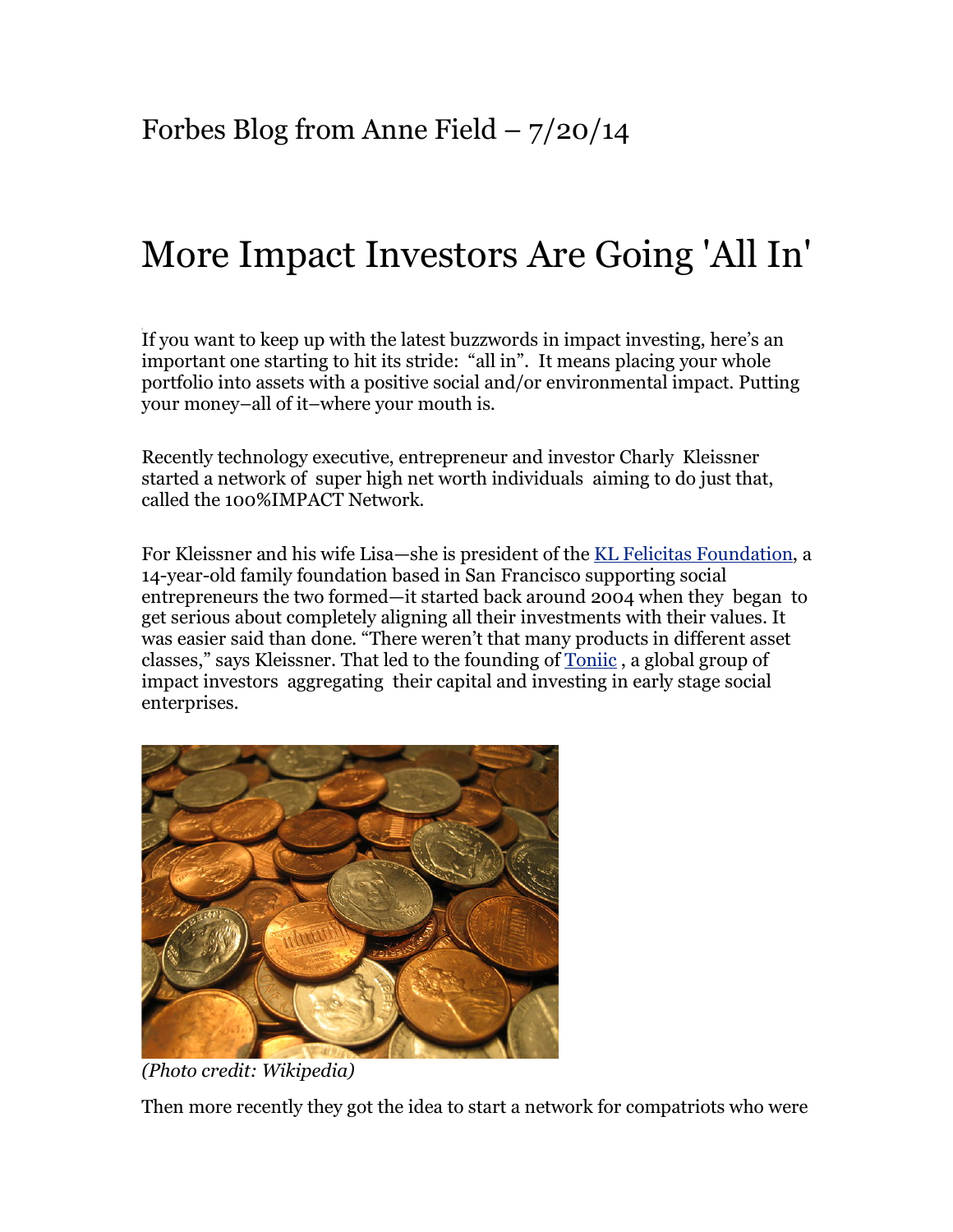Forbes Blog from Anne Field – 7/20/14

# More Impact Investors Are Going 'All In'

If you want to keep up with the latest buzzwords in impact investing, here's an important one starting to hit its stride: "all in". It means placing your whole portfolio into assets with a positive social and/or environmental impact. Putting your money–all of it–where your mouth is.

Recently technology executive, entrepreneur and investor Charly Kleissner started a network of super high net worth individuals aiming to do just that, called the 100%IMPACT Network.

For Kleissner and his wife Lisa—she is president of the KL Felicitas Foundation, a 14-year-old family foundation based in San Francisco supporting social entrepreneurs the two formed—it started back around 2004 when they began to get serious about completely aligning all their investments with their values. It was easier said than done. "There weren't that many products in different asset classes," says Kleissner. That led to the founding of Toniic , a global group of impact investors aggregating their capital and investing in early stage social enterprises.

*(Photo credit: Wikipedia)*

Then more recently they got the idea to start a network for compatriots who were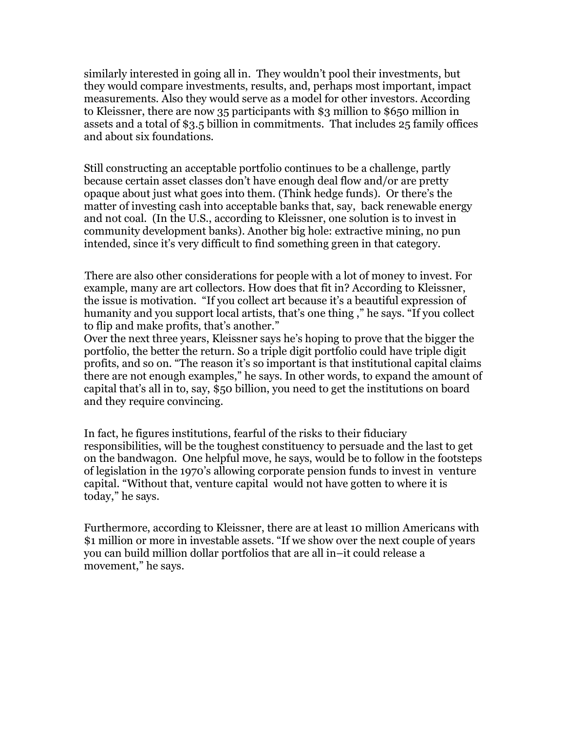similarly interested in going all in. They wouldn't pool their investments, but they would compare investments, results, and, perhaps most important, impact measurements. Also they would serve as a model for other investors. According to Kleissner, there are now 35 participants with $3 million to $650 million in assets and a total of $3.5 billion in commitments. That includes 25 family offices and about six foundations.

Still constructing an acceptable portfolio continues to be a challenge, partly because certain asset classes don't have enough deal flow and/or are pretty opaque about just what goes into them. (Think hedge funds). Or there's the matter of investing cash into acceptable banks that, say, back renewable energy and not coal. (In the U.S., according to Kleissner, one solution is to invest in community development banks). Another big hole: extractive mining, no pun intended, since it's very difficult to find something green in that category.

There are also other considerations for people with a lot of money to invest. For example, many are art collectors. How does that fit in? According to Kleissner, the issue is motivation. "If you collect art because it's a beautiful expression of humanity and you support local artists, that's one thing ," he says. "If you collect to flip and make profits, that's another."

Over the next three years, Kleissner says he's hoping to prove that the bigger the portfolio, the better the return. So a triple digit portfolio could have triple digit profits, and so on. "The reason it's so important is that institutional capital claims there are not enough examples," he says. In other words, to expand the amount of capital that's all in to, say, $50 billion, you need to get the institutions on board and they require convincing.

In fact, he figures institutions, fearful of the risks to their fiduciary responsibilities, will be the toughest constituency to persuade and the last to get on the bandwagon. One helpful move, he says, would be to follow in the footsteps of legislation in the 1970's allowing corporate pension funds to invest in venture capital. "Without that, venture capital would not have gotten to where it is today," he says.

Furthermore, according to Kleissner, there are at least 10 million Americans with $1 million or more in investable assets. "If we show over the next couple of years you can build million dollar portfolios that are all in–it could release a movement," he says.